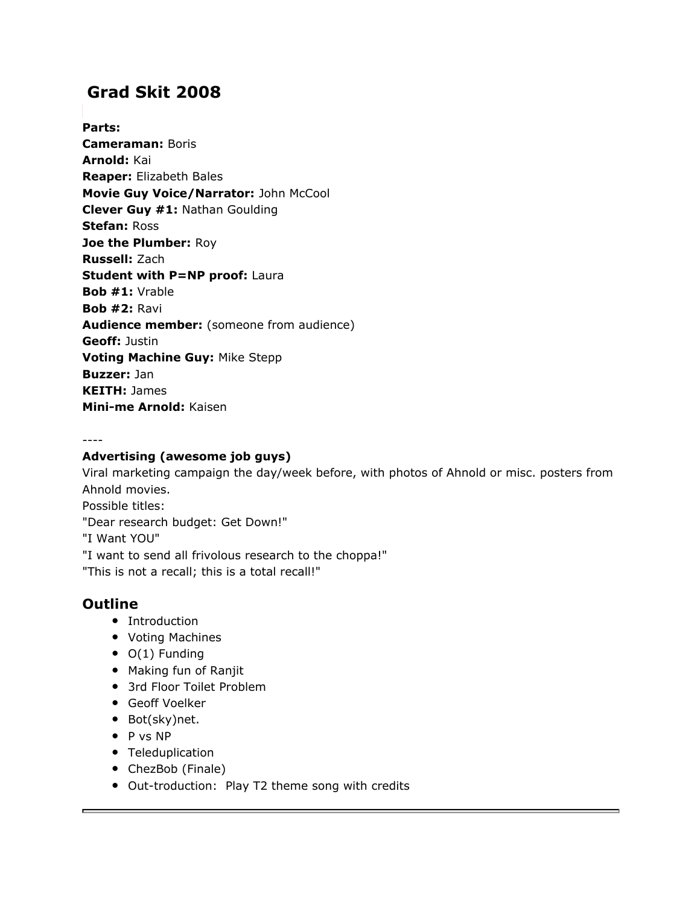# Grad Skit 2008

**Parts:**
**Cameraman:** Boris
**Arnold:** Kai
**Reaper:** Elizabeth Bales
**Movie Guy Voice/Narrator:** John McCool
**Clever Guy #1:** Nathan Goulding
**Stefan:** Ross
**Joe the Plumber:** Roy
**Russell:** Zach
**Student with P=NP proof:** Laura
**Bob #1:** Vrable
**Bob #2:** Ravi
**Audience member:** (someone from audience)
**Geoff:** Justin
**Voting Machine Guy:** Mike Stepp
**Buzzer:** Jan
**KEITH:** James
**Mini-me Arnold:** Kaisen

----

**Advertising (awesome job guys)**
Viral marketing campaign the day/week before, with photos of Ahnold or misc. posters from Ahnold movies.
Possible titles:
"Dear research budget: Get Down!"
"I Want YOU"
"I want to send all frivolous research to the choppa!"
"This is not a recall; this is a total recall!"

## Outline

- Introduction
- Voting Machines
- O(1) Funding
- Making fun of Ranjit
- 3rd Floor Toilet Problem
- Geoff Voelker
- Bot(sky)net.
- P vs NP
- Teleduplication
- ChezBob (Finale)
- Out-troduction: Play T2 theme song with credits

---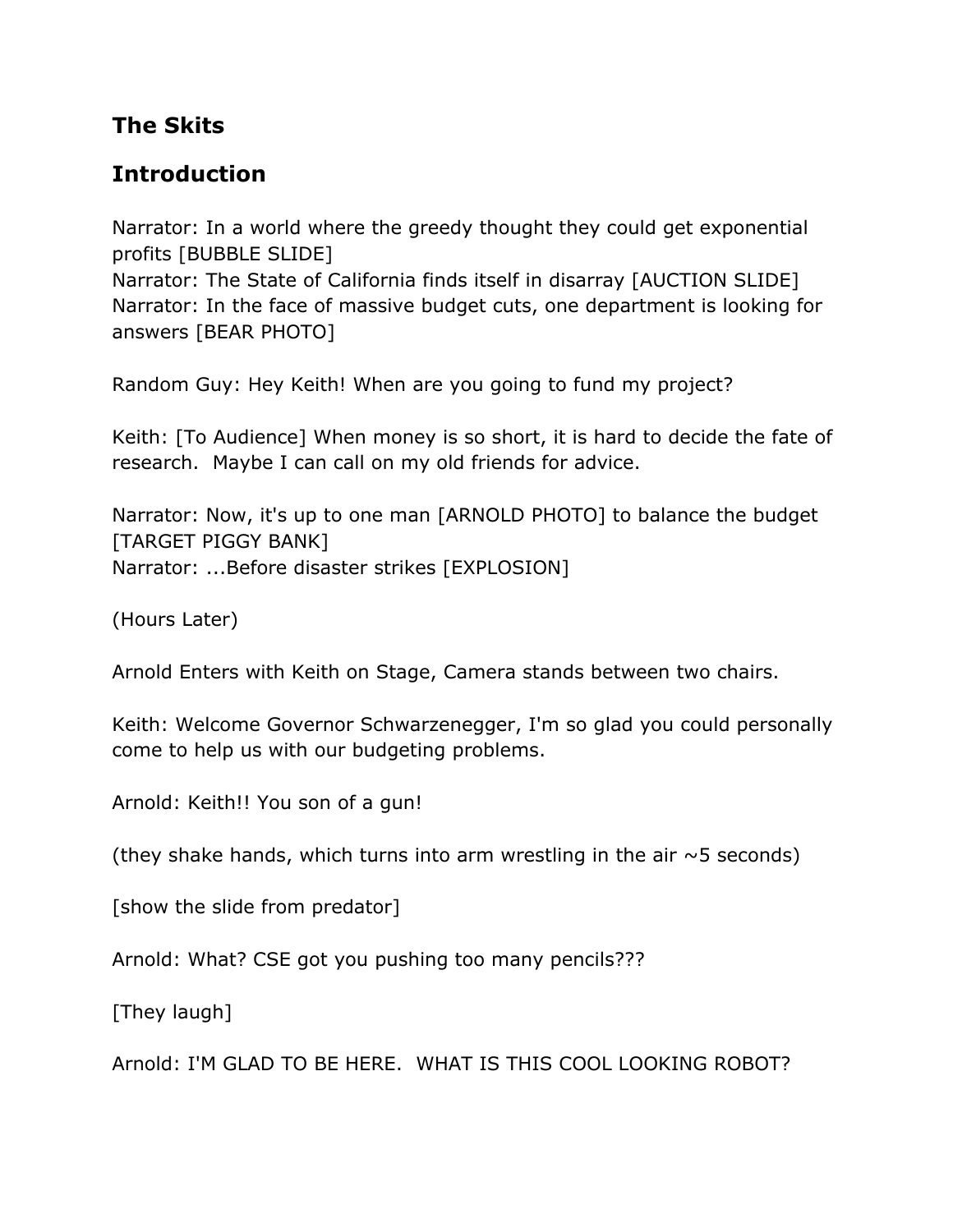## The Skits

## Introduction

Narrator: In a world where the greedy thought they could get exponential profits [BUBBLE SLIDE]
Narrator: The State of California finds itself in disarray [AUCTION SLIDE]
Narrator: In the face of massive budget cuts, one department is looking for answers [BEAR PHOTO]

Random Guy: Hey Keith! When are you going to fund my project?

Keith: [To Audience] When money is so short, it is hard to decide the fate of research.  Maybe I can call on my old friends for advice.

Narrator: Now, it's up to one man [ARNOLD PHOTO] to balance the budget [TARGET PIGGY BANK]
Narrator: ...Before disaster strikes [EXPLOSION]

(Hours Later)

Arnold Enters with Keith on Stage, Camera stands between two chairs.

Keith: Welcome Governor Schwarzenegger, I'm so glad you could personally come to help us with our budgeting problems.

Arnold: Keith!! You son of a gun!

(they shake hands, which turns into arm wrestling in the air ~5 seconds)

[show the slide from predator]

Arnold: What? CSE got you pushing too many pencils???

[They laugh]

Arnold: I'M GLAD TO BE HERE.  WHAT IS THIS COOL LOOKING ROBOT?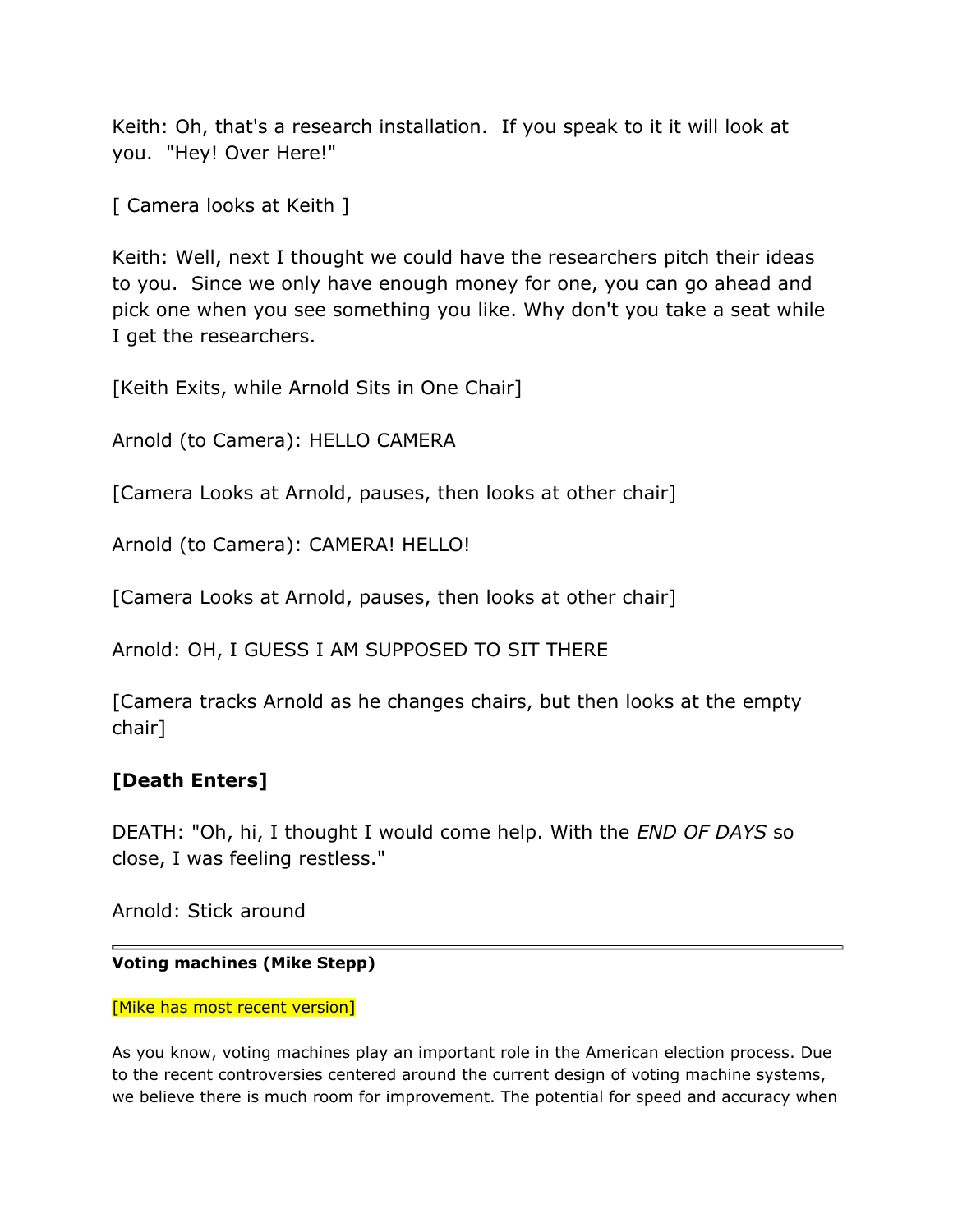Keith: Oh, that's a research installation. If you speak to it it will look at you. "Hey! Over Here!"

[ Camera looks at Keith ]

Keith: Well, next I thought we could have the researchers pitch their ideas to you. Since we only have enough money for one, you can go ahead and pick one when you see something you like. Why don't you take a seat while I get the researchers.

[Keith Exits, while Arnold Sits in One Chair]

Arnold (to Camera): HELLO CAMERA

[Camera Looks at Arnold, pauses, then looks at other chair]

Arnold (to Camera): CAMERA! HELLO!

[Camera Looks at Arnold, pauses, then looks at other chair]

Arnold: OH, I GUESS I AM SUPPOSED TO SIT THERE

[Camera tracks Arnold as he changes chairs, but then looks at the empty chair]

**[Death Enters]**

DEATH: "Oh, hi, I thought I would come help. With the *END OF DAYS* so close, I was feeling restless."

Arnold: Stick around

---

**Voting machines (Mike Stepp)**

[Mike has most recent version]

As you know, voting machines play an important role in the American election process. Due to the recent controversies centered around the current design of voting machine systems, we believe there is much room for improvement. The potential for speed and accuracy when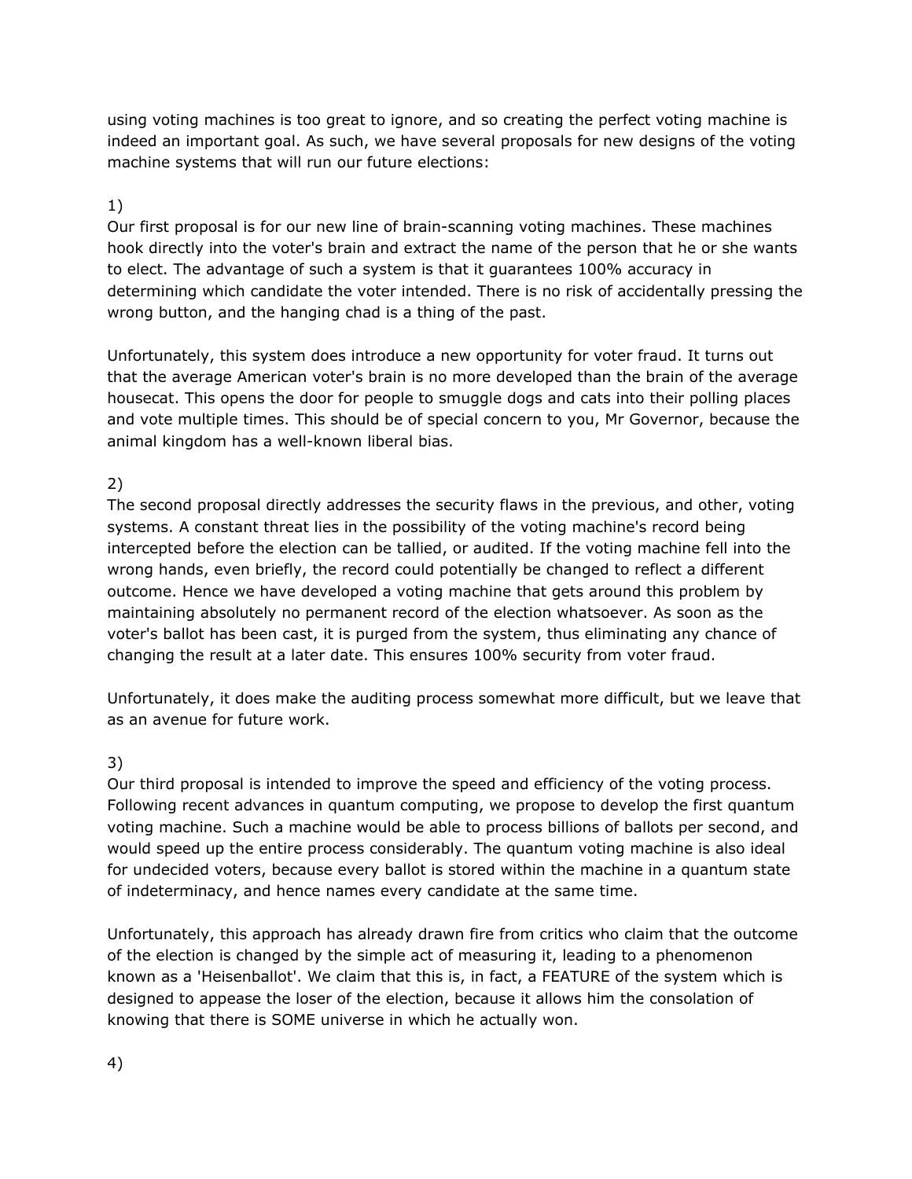using voting machines is too great to ignore, and so creating the perfect voting machine is indeed an important goal. As such, we have several proposals for new designs of the voting machine systems that will run our future elections:

1)
Our first proposal is for our new line of brain-scanning voting machines. These machines hook directly into the voter's brain and extract the name of the person that he or she wants to elect. The advantage of such a system is that it guarantees 100% accuracy in determining which candidate the voter intended. There is no risk of accidentally pressing the wrong button, and the hanging chad is a thing of the past.

Unfortunately, this system does introduce a new opportunity for voter fraud. It turns out that the average American voter's brain is no more developed than the brain of the average housecat. This opens the door for people to smuggle dogs and cats into their polling places and vote multiple times. This should be of special concern to you, Mr Governor, because the animal kingdom has a well-known liberal bias.

2)
The second proposal directly addresses the security flaws in the previous, and other, voting systems. A constant threat lies in the possibility of the voting machine's record being intercepted before the election can be tallied, or audited. If the voting machine fell into the wrong hands, even briefly, the record could potentially be changed to reflect a different outcome. Hence we have developed a voting machine that gets around this problem by maintaining absolutely no permanent record of the election whatsoever. As soon as the voter's ballot has been cast, it is purged from the system, thus eliminating any chance of changing the result at a later date. This ensures 100% security from voter fraud.

Unfortunately, it does make the auditing process somewhat more difficult, but we leave that as an avenue for future work.

3)
Our third proposal is intended to improve the speed and efficiency of the voting process. Following recent advances in quantum computing, we propose to develop the first quantum voting machine. Such a machine would be able to process billions of ballots per second, and would speed up the entire process considerably. The quantum voting machine is also ideal for undecided voters, because every ballot is stored within the machine in a quantum state of indeterminacy, and hence names every candidate at the same time.

Unfortunately, this approach has already drawn fire from critics who claim that the outcome of the election is changed by the simple act of measuring it, leading to a phenomenon known as a 'Heisenballot'. We claim that this is, in fact, a FEATURE of the system which is designed to appease the loser of the election, because it allows him the consolation of knowing that there is SOME universe in which he actually won.

4)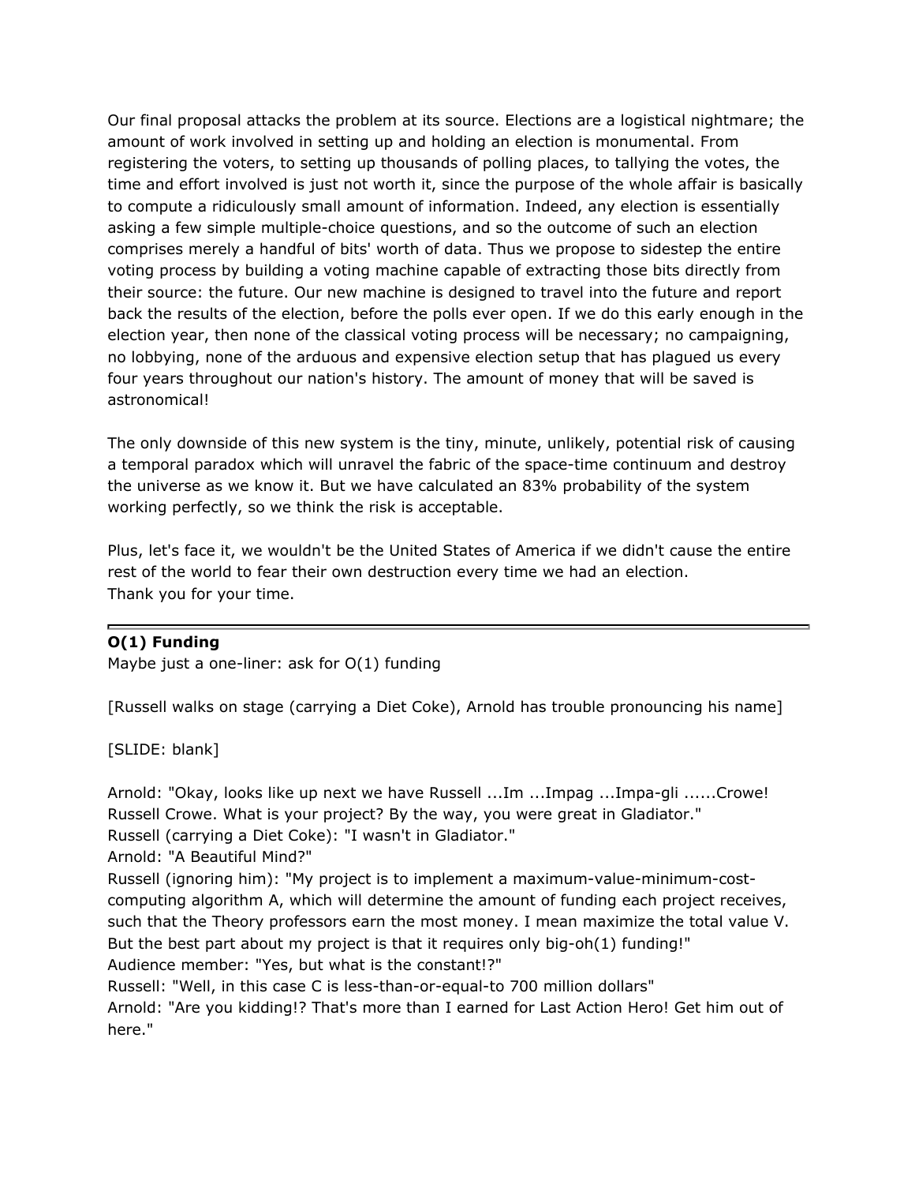Our final proposal attacks the problem at its source. Elections are a logistical nightmare; the amount of work involved in setting up and holding an election is monumental. From registering the voters, to setting up thousands of polling places, to tallying the votes, the time and effort involved is just not worth it, since the purpose of the whole affair is basically to compute a ridiculously small amount of information. Indeed, any election is essentially asking a few simple multiple-choice questions, and so the outcome of such an election comprises merely a handful of bits' worth of data. Thus we propose to sidestep the entire voting process by building a voting machine capable of extracting those bits directly from their source: the future. Our new machine is designed to travel into the future and report back the results of the election, before the polls ever open. If we do this early enough in the election year, then none of the classical voting process will be necessary; no campaigning, no lobbying, none of the arduous and expensive election setup that has plagued us every four years throughout our nation's history. The amount of money that will be saved is astronomical!

The only downside of this new system is the tiny, minute, unlikely, potential risk of causing a temporal paradox which will unravel the fabric of the space-time continuum and destroy the universe as we know it. But we have calculated an 83% probability of the system working perfectly, so we think the risk is acceptable.

Plus, let's face it, we wouldn't be the United States of America if we didn't cause the entire rest of the world to fear their own destruction every time we had an election.
Thank you for your time.

---

**O(1) Funding**
Maybe just a one-liner: ask for O(1) funding

[Russell walks on stage (carrying a Diet Coke), Arnold has trouble pronouncing his name]

[SLIDE: blank]

Arnold: "Okay, looks like up next we have Russell ...Im ...Impag ...Impa-gli ......Crowe! Russell Crowe. What is your project? By the way, you were great in Gladiator."
Russell (carrying a Diet Coke): "I wasn't in Gladiator."
Arnold: "A Beautiful Mind?"
Russell (ignoring him): "My project is to implement a maximum-value-minimum-cost-computing algorithm A, which will determine the amount of funding each project receives, such that the Theory professors earn the most money. I mean maximize the total value V. But the best part about my project is that it requires only big-oh(1) funding!"
Audience member: "Yes, but what is the constant!?"
Russell: "Well, in this case C is less-than-or-equal-to 700 million dollars"
Arnold: "Are you kidding!? That's more than I earned for Last Action Hero! Get him out of here."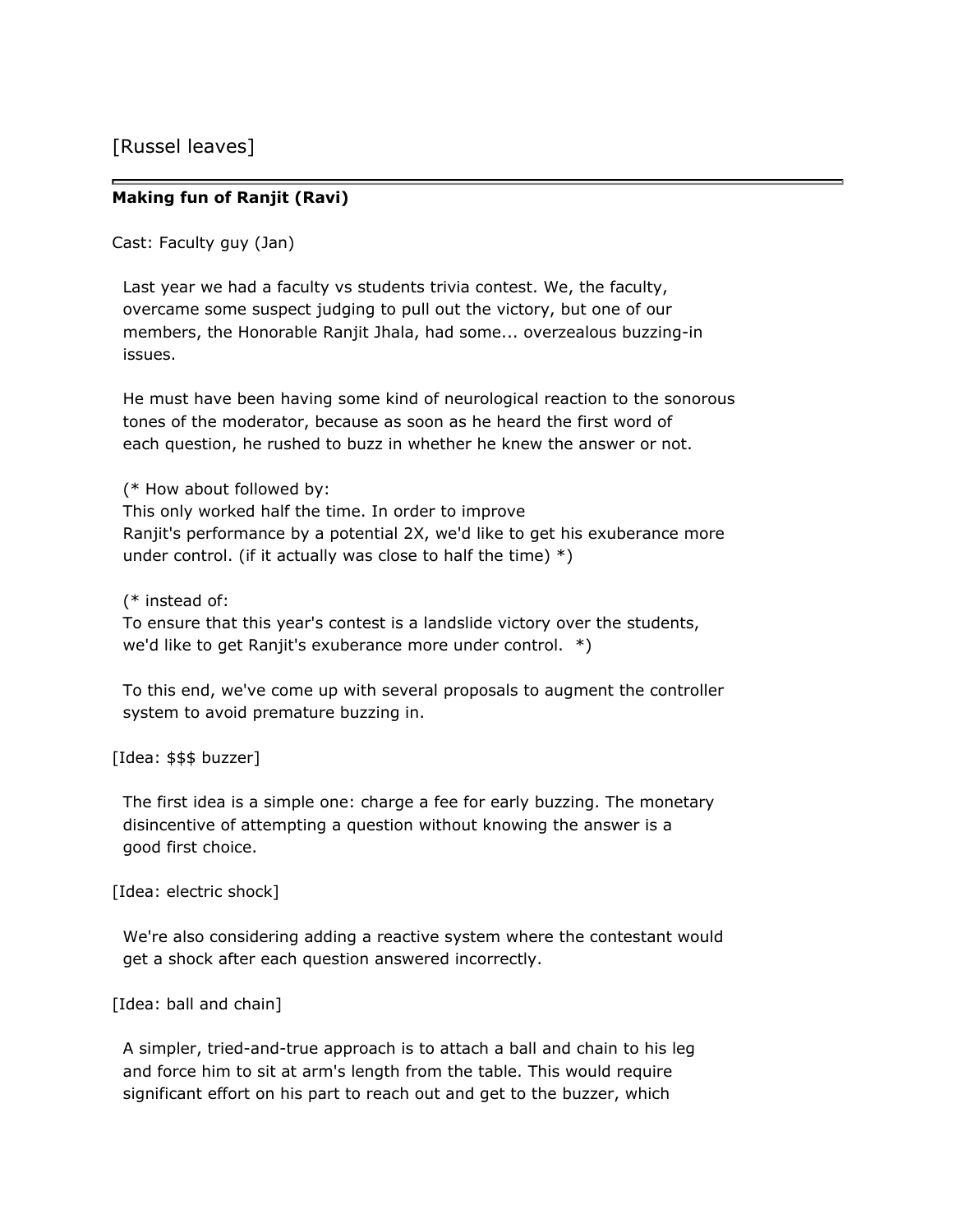[Russel leaves]

---

**Making fun of Ranjit (Ravi)**

Cast: Faculty guy (Jan)

Last year we had a faculty vs students trivia contest. We, the faculty, overcame some suspect judging to pull out the victory, but one of our members, the Honorable Ranjit Jhala, had some... overzealous buzzing-in issues.

He must have been having some kind of neurological reaction to the sonorous tones of the moderator, because as soon as he heard the first word of each question, he rushed to buzz in whether he knew the answer or not.

(* How about followed by:
This only worked half the time. In order to improve Ranjit's performance by a potential 2X, we'd like to get his exuberance more under control. (if it actually was close to half the time) *)

(* instead of:
To ensure that this year's contest is a landslide victory over the students, we'd like to get Ranjit's exuberance more under control. *)

To this end, we've come up with several proposals to augment the controller system to avoid premature buzzing in.

[Idea: $$$ buzzer]

The first idea is a simple one: charge a fee for early buzzing. The monetary disincentive of attempting a question without knowing the answer is a good first choice.

[Idea: electric shock]

We're also considering adding a reactive system where the contestant would get a shock after each question answered incorrectly.

[Idea: ball and chain]

A simpler, tried-and-true approach is to attach a ball and chain to his leg and force him to sit at arm's length from the table. This would require significant effort on his part to reach out and get to the buzzer, which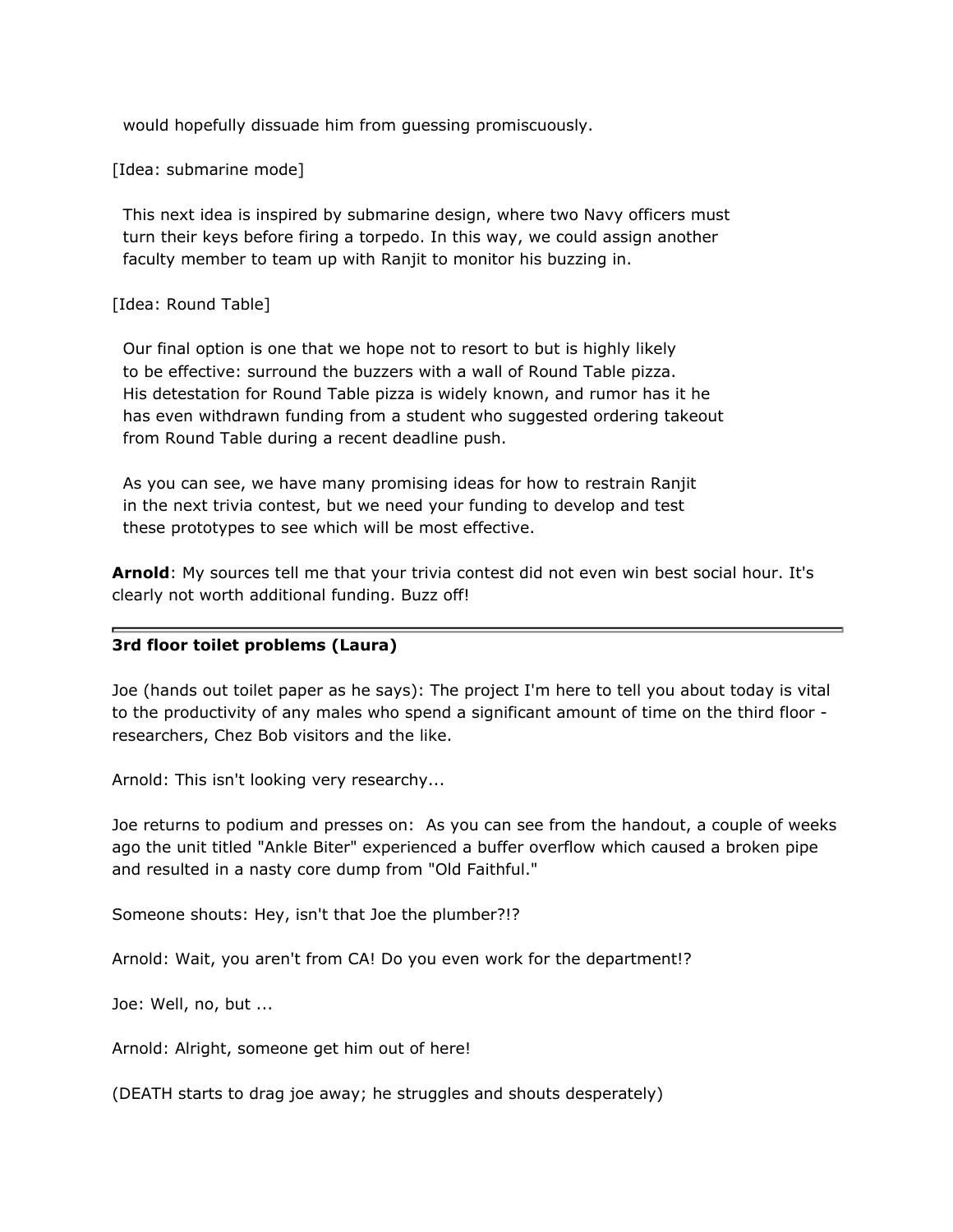would hopefully dissuade him from guessing promiscuously.

[Idea: submarine mode]

This next idea is inspired by submarine design, where two Navy officers must turn their keys before firing a torpedo. In this way, we could assign another faculty member to team up with Ranjit to monitor his buzzing in.

[Idea: Round Table]

Our final option is one that we hope not to resort to but is highly likely to be effective: surround the buzzers with a wall of Round Table pizza. His detestation for Round Table pizza is widely known, and rumor has it he has even withdrawn funding from a student who suggested ordering takeout from Round Table during a recent deadline push.

As you can see, we have many promising ideas for how to restrain Ranjit in the next trivia contest, but we need your funding to develop and test these prototypes to see which will be most effective.

**Arnold**: My sources tell me that your trivia contest did not even win best social hour. It's clearly not worth additional funding. Buzz off!

---

**3rd floor toilet problems (Laura)**

Joe (hands out toilet paper as he says): The project I'm here to tell you about today is vital to the productivity of any males who spend a significant amount of time on the third floor - researchers, Chez Bob visitors and the like.

Arnold: This isn't looking very researchy...

Joe returns to podium and presses on: As you can see from the handout, a couple of weeks ago the unit titled "Ankle Biter" experienced a buffer overflow which caused a broken pipe and resulted in a nasty core dump from "Old Faithful."

Someone shouts: Hey, isn't that Joe the plumber?!?

Arnold: Wait, you aren't from CA! Do you even work for the department!?

Joe: Well, no, but ...

Arnold: Alright, someone get him out of here!

(DEATH starts to drag joe away; he struggles and shouts desperately)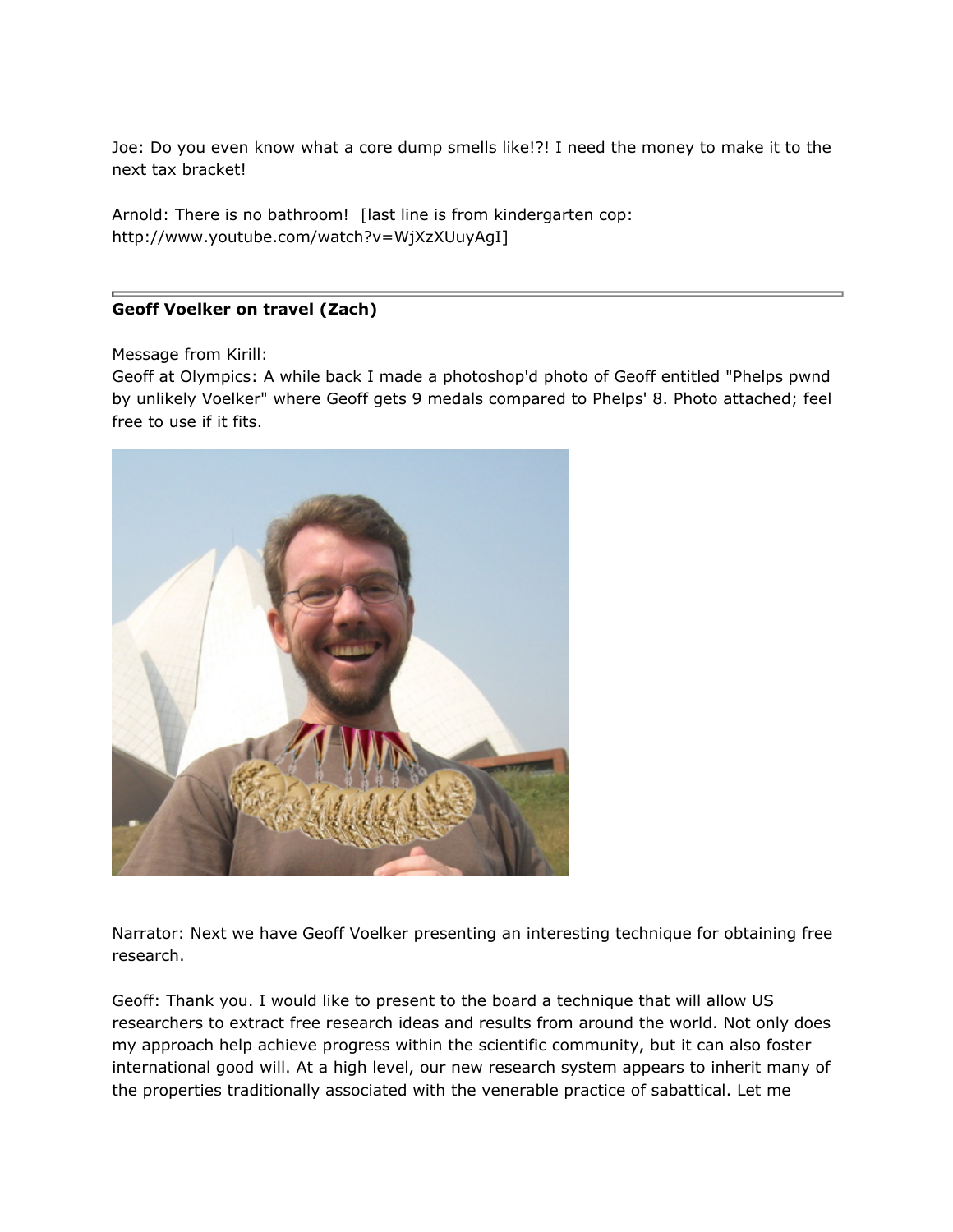Joe: Do you even know what a core dump smells like!?! I need the money to make it to the next tax bracket!

Arnold: There is no bathroom!  [last line is from kindergarten cop: http://www.youtube.com/watch?v=WjXzXUuyAgI]

---

**Geoff Voelker on travel (Zach)**

Message from Kirill:
Geoff at Olympics: A while back I made a photoshop'd photo of Geoff entitled "Phelps pwnd by unlikely Voelker" where Geoff gets 9 medals compared to Phelps' 8. Photo attached; feel free to use if it fits.

Narrator: Next we have Geoff Voelker presenting an interesting technique for obtaining free research.

Geoff: Thank you. I would like to present to the board a technique that will allow US researchers to extract free research ideas and results from around the world. Not only does my approach help achieve progress within the scientific community, but it can also foster international good will. At a high level, our new research system appears to inherit many of the properties traditionally associated with the venerable practice of sabattical. Let me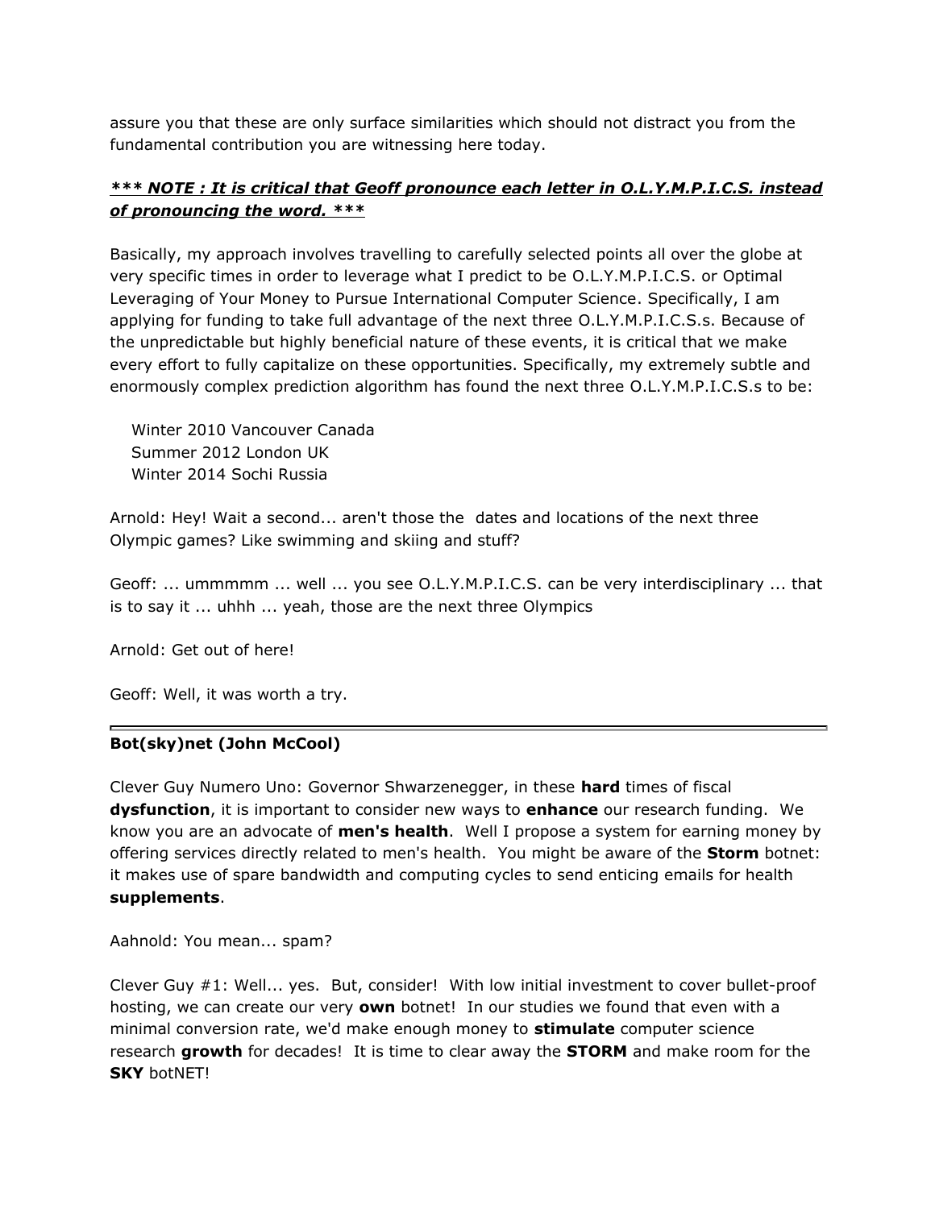assure you that these are only surface similarities which should not distract you from the fundamental contribution you are witnessing here today.

***\*\*\* NOTE : It is critical that Geoff pronounce each letter in O.L.Y.M.P.I.C.S. instead of pronouncing the word. \*\*\****

Basically, my approach involves travelling to carefully selected points all over the globe at very specific times in order to leverage what I predict to be O.L.Y.M.P.I.C.S. or Optimal Leveraging of Your Money to Pursue International Computer Science. Specifically, I am applying for funding to take full advantage of the next three O.L.Y.M.P.I.C.S.s. Because of the unpredictable but highly beneficial nature of these events, it is critical that we make every effort to fully capitalize on these opportunities. Specifically, my extremely subtle and enormously complex prediction algorithm has found the next three O.L.Y.M.P.I.C.S.s to be:

Winter 2010 Vancouver Canada
Summer 2012 London UK
Winter 2014 Sochi Russia

Arnold: Hey! Wait a second... aren't those the dates and locations of the next three Olympic games? Like swimming and skiing and stuff?

Geoff: ... ummmmm ... well ... you see O.L.Y.M.P.I.C.S. can be very interdisciplinary ... that is to say it ... uhhh ... yeah, those are the next three Olympics

Arnold: Get out of here!

Geoff: Well, it was worth a try.

---

**Bot(sky)net (John McCool)**

Clever Guy Numero Uno: Governor Shwarzenegger, in these **hard** times of fiscal **dysfunction**, it is important to consider new ways to **enhance** our research funding. We know you are an advocate of **men's health**. Well I propose a system for earning money by offering services directly related to men's health. You might be aware of the **Storm** botnet: it makes use of spare bandwidth and computing cycles to send enticing emails for health **supplements**.

Aahnold: You mean... spam?

Clever Guy #1: Well... yes. But, consider! With low initial investment to cover bullet-proof hosting, we can create our very **own** botnet! In our studies we found that even with a minimal conversion rate, we'd make enough money to **stimulate** computer science research **growth** for decades! It is time to clear away the **STORM** and make room for the **SKY** botNET!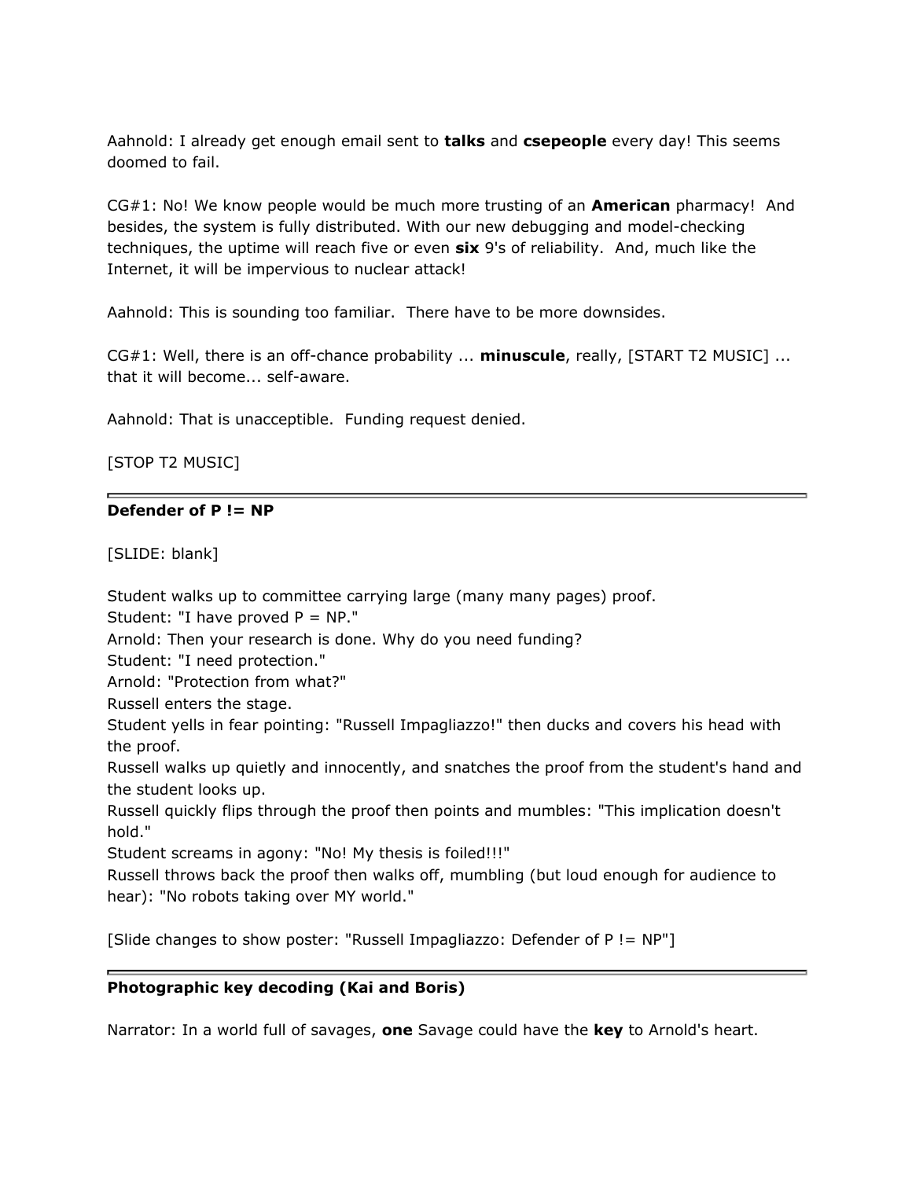Aahnold: I already get enough email sent to **talks** and **csepeople** every day! This seems doomed to fail.

CG#1: No! We know people would be much more trusting of an **American** pharmacy! And besides, the system is fully distributed. With our new debugging and model-checking techniques, the uptime will reach five or even **six** 9's of reliability. And, much like the Internet, it will be impervious to nuclear attack!

Aahnold: This is sounding too familiar. There have to be more downsides.

CG#1: Well, there is an off-chance probability ... **minuscule**, really, [START T2 MUSIC] ... that it will become... self-aware.

Aahnold: That is unacceptable. Funding request denied.

[STOP T2 MUSIC]

---

**Defender of P != NP**

[SLIDE: blank]

Student walks up to committee carrying large (many many pages) proof.
Student: "I have proved P = NP."
Arnold: Then your research is done. Why do you need funding?
Student: "I need protection."
Arnold: "Protection from what?"
Russell enters the stage.
Student yells in fear pointing: "Russell Impagliazzo!" then ducks and covers his head with the proof.
Russell walks up quietly and innocently, and snatches the proof from the student's hand and the student looks up.
Russell quickly flips through the proof then points and mumbles: "This implication doesn't hold."
Student screams in agony: "No! My thesis is foiled!!!"
Russell throws back the proof then walks off, mumbling (but loud enough for audience to hear): "No robots taking over MY world."

[Slide changes to show poster: "Russell Impagliazzo: Defender of P != NP"]

---

**Photographic key decoding (Kai and Boris)**

Narrator: In a world full of savages, **one** Savage could have the **key** to Arnold's heart.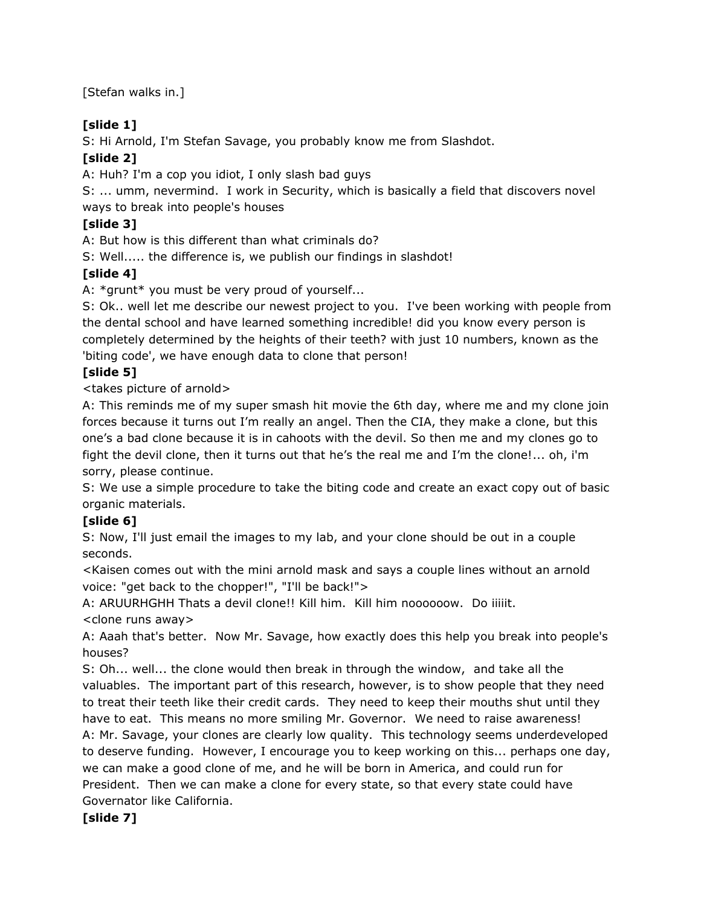[Stefan walks in.]

**[slide 1]**

S: Hi Arnold, I'm Stefan Savage, you probably know me from Slashdot.

**[slide 2]**

A: Huh? I'm a cop you idiot, I only slash bad guys

S: ... umm, nevermind. I work in Security, which is basically a field that discovers novel ways to break into people's houses

**[slide 3]**

A: But how is this different than what criminals do?

S: Well..... the difference is, we publish our findings in slashdot!

**[slide 4]**

A: *grunt* you must be very proud of yourself...

S: Ok.. well let me describe our newest project to you. I've been working with people from the dental school and have learned something incredible! did you know every person is completely determined by the heights of their teeth? with just 10 numbers, known as the 'biting code', we have enough data to clone that person!

**[slide 5]**

<takes picture of arnold>

A: This reminds me of my super smash hit movie the 6th day, where me and my clone join forces because it turns out I'm really an angel. Then the CIA, they make a clone, but this one's a bad clone because it is in cahoots with the devil. So then me and my clones go to fight the devil clone, then it turns out that he's the real me and I'm the clone!... oh, i'm sorry, please continue.

S: We use a simple procedure to take the biting code and create an exact copy out of basic organic materials.

**[slide 6]**

S: Now, I'll just email the images to my lab, and your clone should be out in a couple seconds.

<Kaisen comes out with the mini arnold mask and says a couple lines without an arnold voice: "get back to the chopper!", "I'll be back!">

A: ARUURHGHH Thats a devil clone!! Kill him. Kill him noooooow. Do iiiiit.

<clone runs away>

A: Aaah that's better. Now Mr. Savage, how exactly does this help you break into people's houses?

S: Oh... well... the clone would then break in through the window, and take all the valuables. The important part of this research, however, is to show people that they need to treat their teeth like their credit cards. They need to keep their mouths shut until they have to eat. This means no more smiling Mr. Governor. We need to raise awareness!

A: Mr. Savage, your clones are clearly low quality. This technology seems underdeveloped to deserve funding. However, I encourage you to keep working on this... perhaps one day, we can make a good clone of me, and he will be born in America, and could run for President. Then we can make a clone for every state, so that every state could have Governator like California.

**[slide 7]**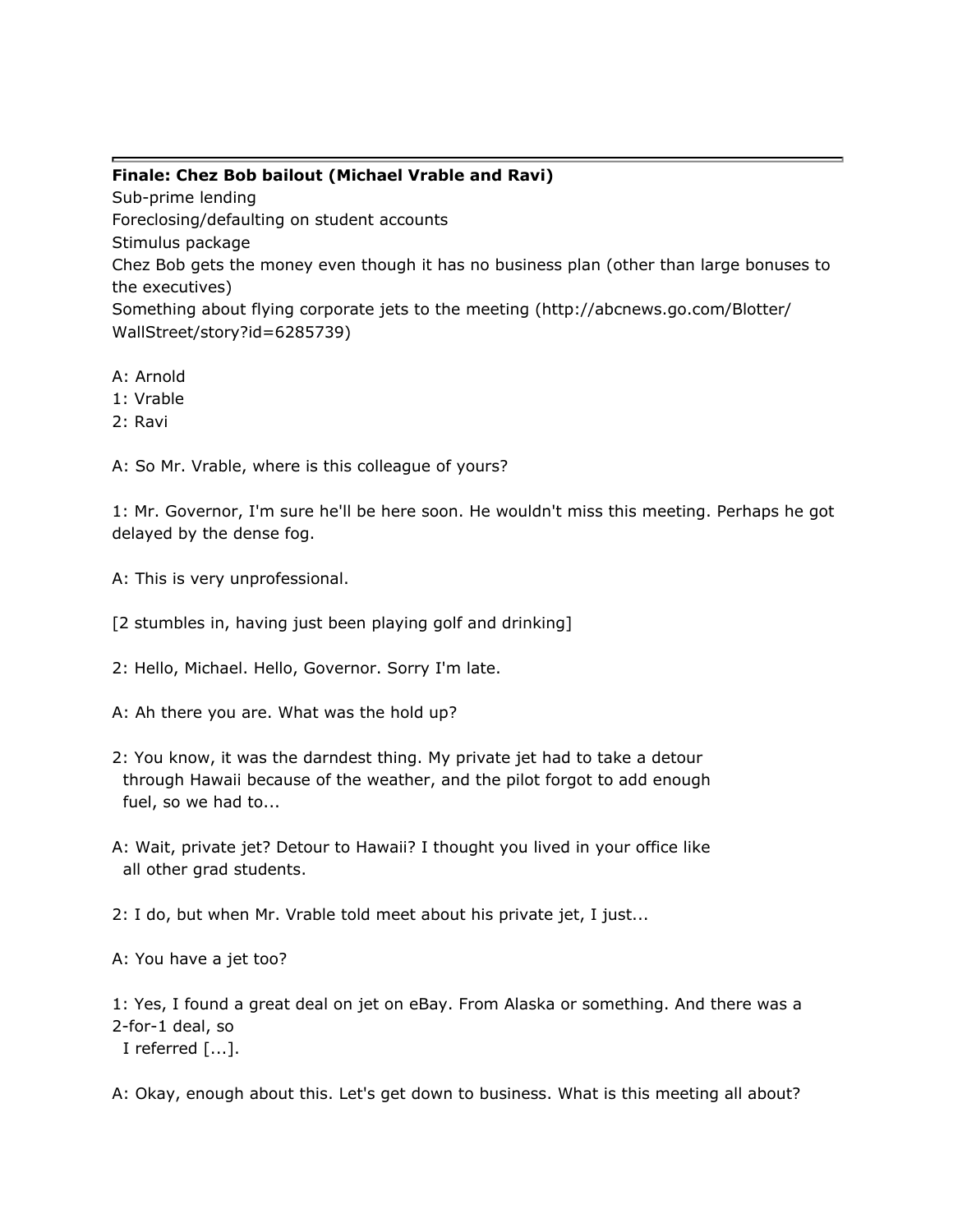---

**Finale: Chez Bob bailout (Michael Vrable and Ravi)**

Sub-prime lending
Foreclosing/defaulting on student accounts
Stimulus package
Chez Bob gets the money even though it has no business plan (other than large bonuses to the executives)
Something about flying corporate jets to the meeting (http://abcnews.go.com/Blotter/WallStreet/story?id=6285739)

A: Arnold
1: Vrable
2: Ravi

A: So Mr. Vrable, where is this colleague of yours?

1: Mr. Governor, I'm sure he'll be here soon. He wouldn't miss this meeting. Perhaps he got delayed by the dense fog.

A: This is very unprofessional.

[2 stumbles in, having just been playing golf and drinking]

2: Hello, Michael. Hello, Governor. Sorry I'm late.

A: Ah there you are. What was the hold up?

2: You know, it was the darndest thing. My private jet had to take a detour through Hawaii because of the weather, and the pilot forgot to add enough fuel, so we had to...

A: Wait, private jet? Detour to Hawaii? I thought you lived in your office like all other grad students.

2: I do, but when Mr. Vrable told meet about his private jet, I just...

A: You have a jet too?

1: Yes, I found a great deal on jet on eBay. From Alaska or something. And there was a 2-for-1 deal, so I referred [...].

A: Okay, enough about this. Let's get down to business. What is this meeting all about?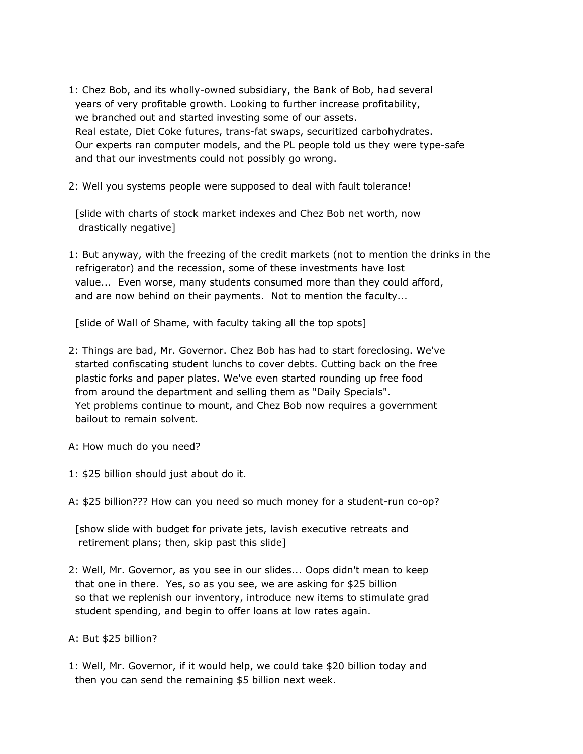1: Chez Bob, and its wholly-owned subsidiary, the Bank of Bob, had several years of very profitable growth. Looking to further increase profitability, we branched out and started investing some of our assets. Real estate, Diet Coke futures, trans-fat swaps, securitized carbohydrates. Our experts ran computer models, and the PL people told us they were type-safe and that our investments could not possibly go wrong.

2: Well you systems people were supposed to deal with fault tolerance!

[slide with charts of stock market indexes and Chez Bob net worth, now drastically negative]

1: But anyway, with the freezing of the credit markets (not to mention the drinks in the refrigerator) and the recession, some of these investments have lost value... Even worse, many students consumed more than they could afford, and are now behind on their payments. Not to mention the faculty...

[slide of Wall of Shame, with faculty taking all the top spots]

2: Things are bad, Mr. Governor. Chez Bob has had to start foreclosing. We've started confiscating student lunchs to cover debts. Cutting back on the free plastic forks and paper plates. We've even started rounding up free food from around the department and selling them as "Daily Specials". Yet problems continue to mount, and Chez Bob now requires a government bailout to remain solvent.

A: How much do you need?

1: $25 billion should just about do it.

A: $25 billion??? How can you need so much money for a student-run co-op?

[show slide with budget for private jets, lavish executive retreats and retirement plans; then, skip past this slide]

2: Well, Mr. Governor, as you see in our slides... Oops didn't mean to keep that one in there. Yes, so as you see, we are asking for $25 billion so that we replenish our inventory, introduce new items to stimulate grad student spending, and begin to offer loans at low rates again.

A: But $25 billion?

1: Well, Mr. Governor, if it would help, we could take $20 billion today and then you can send the remaining $5 billion next week.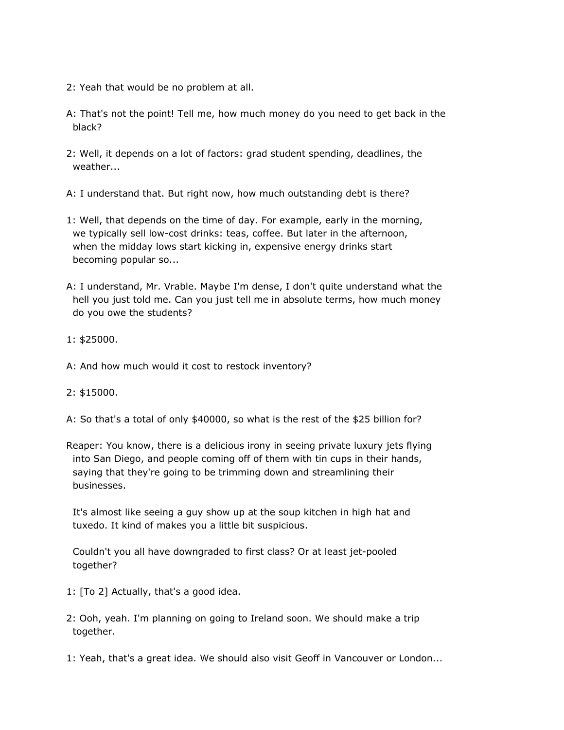2: Yeah that would be no problem at all.

A: That's not the point! Tell me, how much money do you need to get back in the black?

2: Well, it depends on a lot of factors: grad student spending, deadlines, the weather...

A: I understand that. But right now, how much outstanding debt is there?

1: Well, that depends on the time of day. For example, early in the morning, we typically sell low-cost drinks: teas, coffee. But later in the afternoon, when the midday lows start kicking in, expensive energy drinks start becoming popular so...

A: I understand, Mr. Vrable. Maybe I'm dense, I don't quite understand what the hell you just told me. Can you just tell me in absolute terms, how much money do you owe the students?

1: $25000.

A: And how much would it cost to restock inventory?

2: $15000.

A: So that's a total of only $40000, so what is the rest of the $25 billion for?

Reaper: You know, there is a delicious irony in seeing private luxury jets flying into San Diego, and people coming off of them with tin cups in their hands, saying that they're going to be trimming down and streamlining their businesses.

It's almost like seeing a guy show up at the soup kitchen in high hat and tuxedo. It kind of makes you a little bit suspicious.

Couldn't you all have downgraded to first class? Or at least jet-pooled together?

1: [To 2] Actually, that's a good idea.

2: Ooh, yeah. I'm planning on going to Ireland soon. We should make a trip together.

1: Yeah, that's a great idea. We should also visit Geoff in Vancouver or London...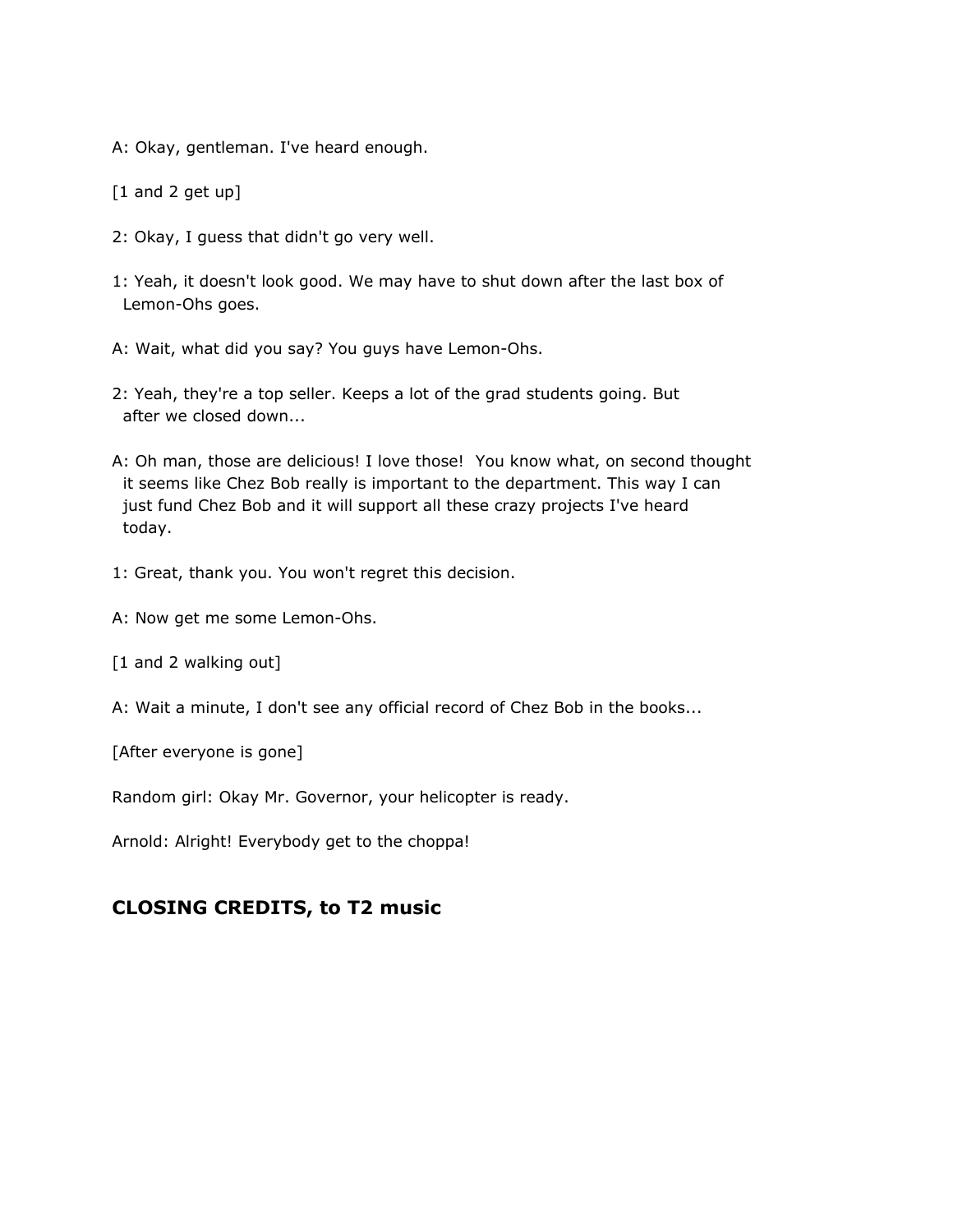A: Okay, gentleman. I've heard enough.

[1 and 2 get up]

2: Okay, I guess that didn't go very well.

1: Yeah, it doesn't look good. We may have to shut down after the last box of Lemon-Ohs goes.

A: Wait, what did you say? You guys have Lemon-Ohs.

2: Yeah, they're a top seller. Keeps a lot of the grad students going. But after we closed down...

A: Oh man, those are delicious! I love those! You know what, on second thought it seems like Chez Bob really is important to the department. This way I can just fund Chez Bob and it will support all these crazy projects I've heard today.

1: Great, thank you. You won't regret this decision.

A: Now get me some Lemon-Ohs.

[1 and 2 walking out]

A: Wait a minute, I don't see any official record of Chez Bob in the books...

[After everyone is gone]

Random girl: Okay Mr. Governor, your helicopter is ready.

Arnold: Alright! Everybody get to the choppa!

## CLOSING CREDITS, to T2 music